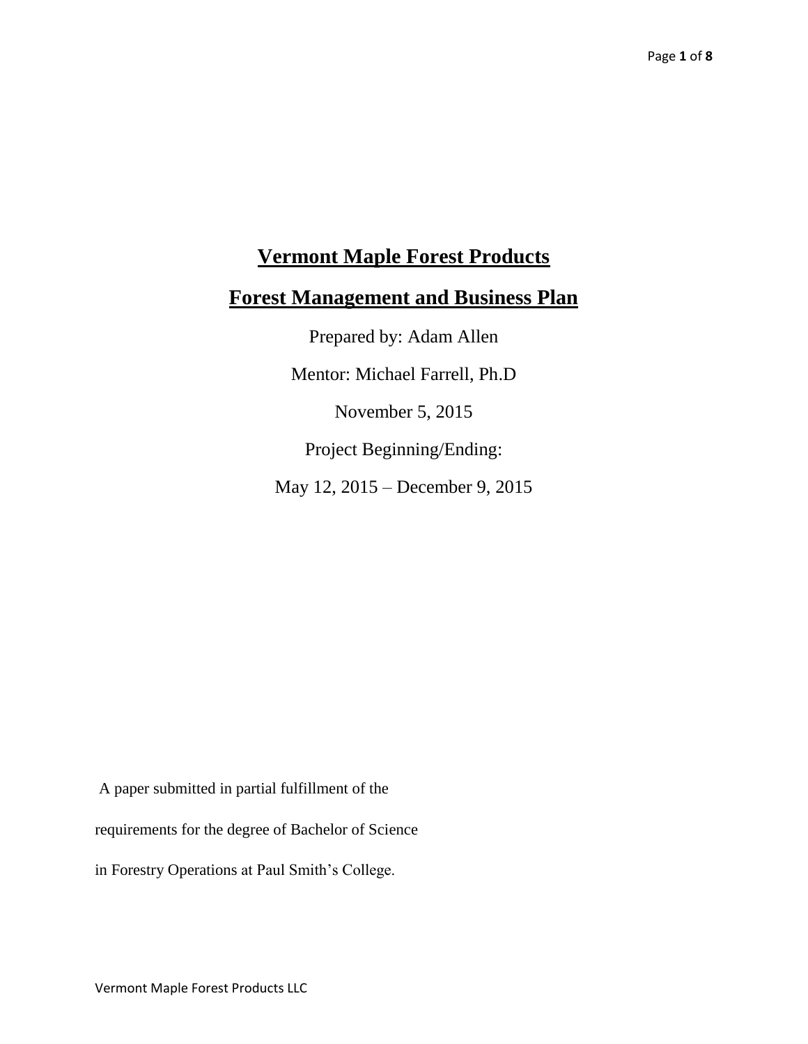# Vermont Maple Forest Products

# Forest Management and Business Plan

Prepared by: Adam Allen

Mentor: Michael Farrell, Ph.D

November 5, 2015

Project Beginning/Ending:

May 12, 2015 – December 9, 2015

A paper submitted in partial fulfillment of the requirements for the degree of Bachelor of Science in Forestry Operations at Paul Smith's College.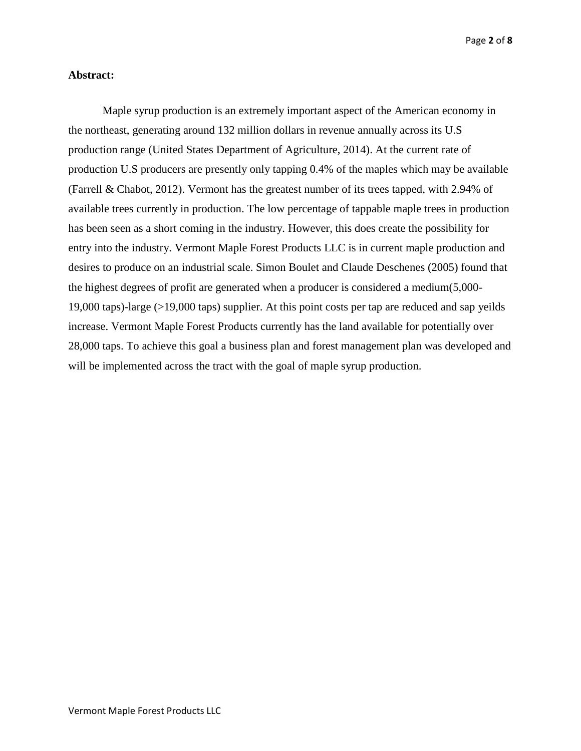**Abstract:**

Maple syrup production is an extremely important aspect of the American economy in the northeast, generating around 132 million dollars in revenue annually across its U.S production range (United States Department of Agriculture, 2014). At the current rate of production U.S producers are presently only tapping 0.4% of the maples which may be available (Farrell & Chabot, 2012). Vermont has the greatest number of its trees tapped, with 2.94% of available trees currently in production. The low percentage of tappable maple trees in production has been seen as a short coming in the industry. However, this does create the possibility for entry into the industry. Vermont Maple Forest Products LLC is in current maple production and desires to produce on an industrial scale. Simon Boulet and Claude Deschenes (2005) found that the highest degrees of profit are generated when a producer is considered a medium(5,000-19,000 taps)-large (>19,000 taps) supplier. At this point costs per tap are reduced and sap yeilds increase. Vermont Maple Forest Products currently has the land available for potentially over 28,000 taps. To achieve this goal a business plan and forest management plan was developed and will be implemented across the tract with the goal of maple syrup production.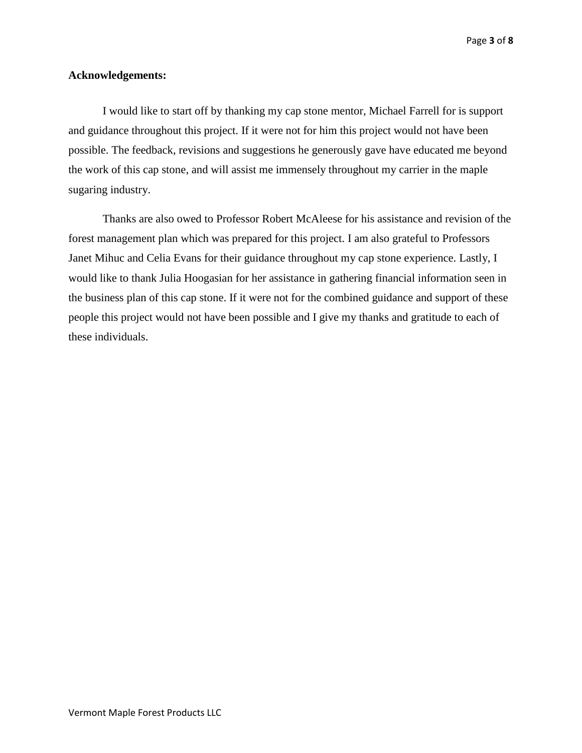**Acknowledgements:**

I would like to start off by thanking my cap stone mentor, Michael Farrell for is support and guidance throughout this project. If it were not for him this project would not have been possible. The feedback, revisions and suggestions he generously gave have educated me beyond the work of this cap stone, and will assist me immensely throughout my carrier in the maple sugaring industry.

Thanks are also owed to Professor Robert McAleese for his assistance and revision of the forest management plan which was prepared for this project. I am also grateful to Professors Janet Mihuc and Celia Evans for their guidance throughout my cap stone experience. Lastly, I would like to thank Julia Hoogasian for her assistance in gathering financial information seen in the business plan of this cap stone. If it were not for the combined guidance and support of these people this project would not have been possible and I give my thanks and gratitude to each of these individuals.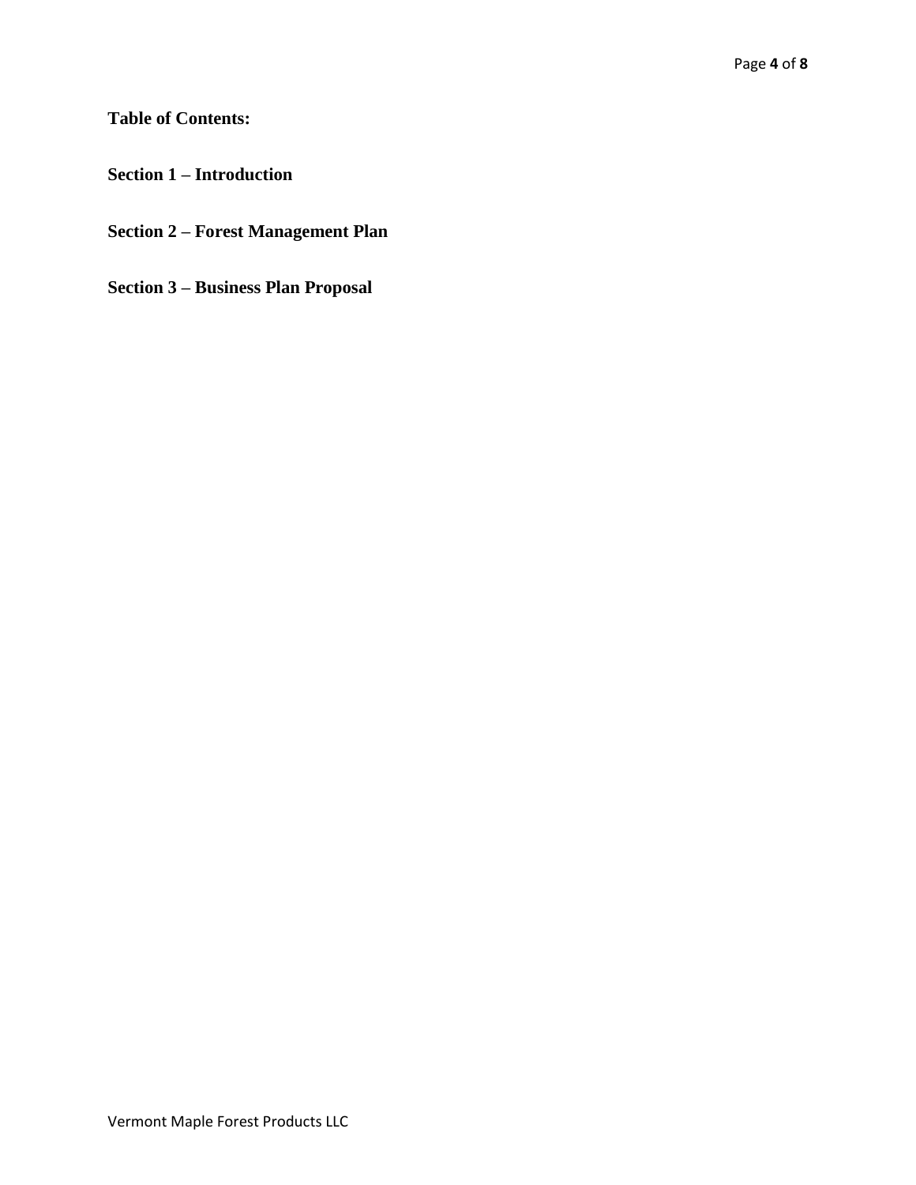**Table of Contents:**

**Section 1 – Introduction**

**Section 2 – Forest Management Plan**

**Section 3 – Business Plan Proposal**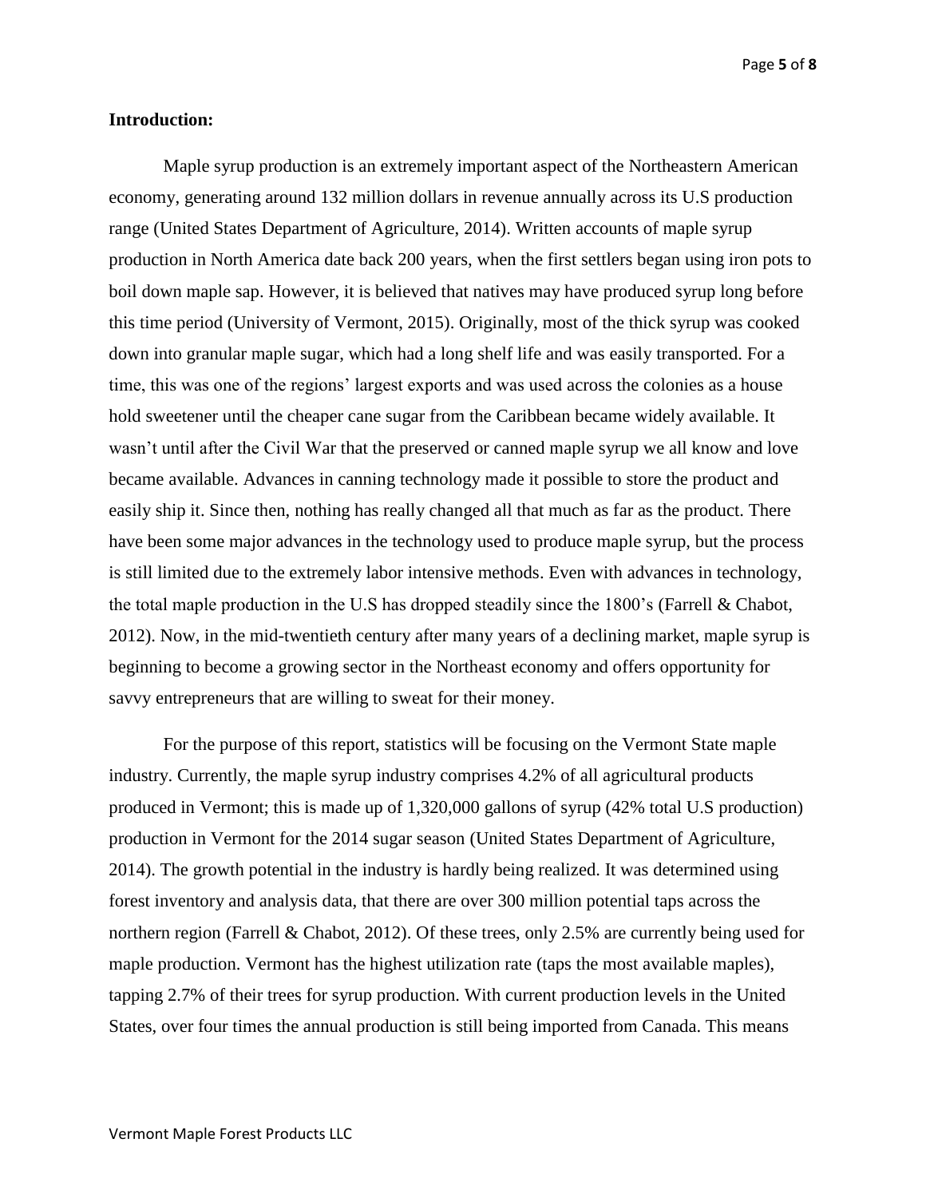**Introduction:**

Maple syrup production is an extremely important aspect of the Northeastern American economy, generating around 132 million dollars in revenue annually across its U.S production range (United States Department of Agriculture, 2014). Written accounts of maple syrup production in North America date back 200 years, when the first settlers began using iron pots to boil down maple sap. However, it is believed that natives may have produced syrup long before this time period (University of Vermont, 2015). Originally, most of the thick syrup was cooked down into granular maple sugar, which had a long shelf life and was easily transported. For a time, this was one of the regions' largest exports and was used across the colonies as a house hold sweetener until the cheaper cane sugar from the Caribbean became widely available. It wasn't until after the Civil War that the preserved or canned maple syrup we all know and love became available. Advances in canning technology made it possible to store the product and easily ship it. Since then, nothing has really changed all that much as far as the product. There have been some major advances in the technology used to produce maple syrup, but the process is still limited due to the extremely labor intensive methods. Even with advances in technology, the total maple production in the U.S has dropped steadily since the 1800's (Farrell & Chabot, 2012). Now, in the mid-twentieth century after many years of a declining market, maple syrup is beginning to become a growing sector in the Northeast economy and offers opportunity for savvy entrepreneurs that are willing to sweat for their money.

For the purpose of this report, statistics will be focusing on the Vermont State maple industry. Currently, the maple syrup industry comprises 4.2% of all agricultural products produced in Vermont; this is made up of 1,320,000 gallons of syrup (42% total U.S production) production in Vermont for the 2014 sugar season (United States Department of Agriculture, 2014). The growth potential in the industry is hardly being realized. It was determined using forest inventory and analysis data, that there are over 300 million potential taps across the northern region (Farrell & Chabot, 2012). Of these trees, only 2.5% are currently being used for maple production. Vermont has the highest utilization rate (taps the most available maples), tapping 2.7% of their trees for syrup production. With current production levels in the United States, over four times the annual production is still being imported from Canada. This means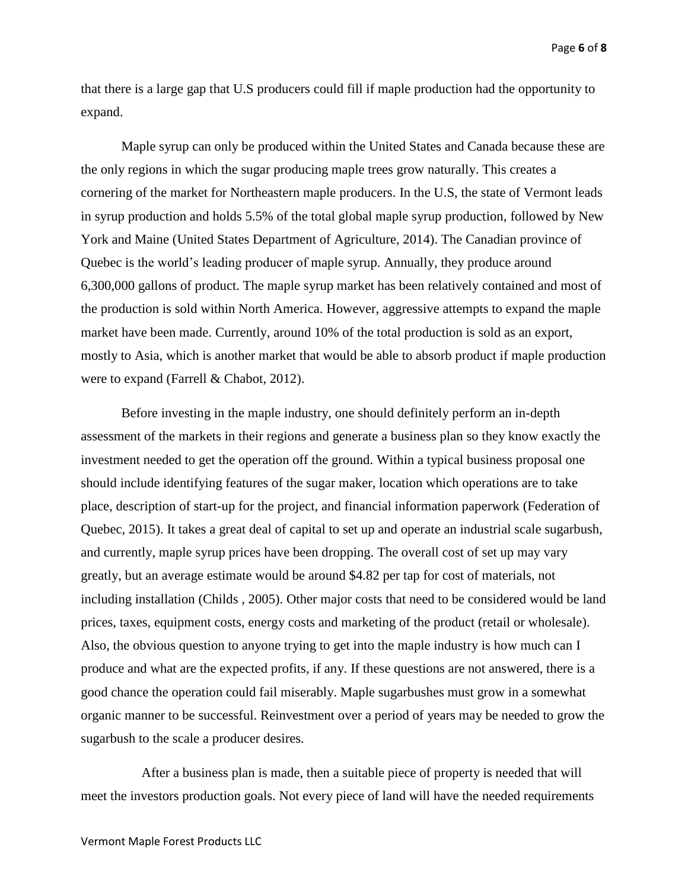that there is a large gap that U.S producers could fill if maple production had the opportunity to expand.

Maple syrup can only be produced within the United States and Canada because these are the only regions in which the sugar producing maple trees grow naturally. This creates a cornering of the market for Northeastern maple producers. In the U.S, the state of Vermont leads in syrup production and holds 5.5% of the total global maple syrup production, followed by New York and Maine (United States Department of Agriculture, 2014). The Canadian province of Quebec is the world's leading producer of maple syrup. Annually, they produce around 6,300,000 gallons of product. The maple syrup market has been relatively contained and most of the production is sold within North America. However, aggressive attempts to expand the maple market have been made. Currently, around 10% of the total production is sold as an export, mostly to Asia, which is another market that would be able to absorb product if maple production were to expand (Farrell & Chabot, 2012).

Before investing in the maple industry, one should definitely perform an in-depth assessment of the markets in their regions and generate a business plan so they know exactly the investment needed to get the operation off the ground. Within a typical business proposal one should include identifying features of the sugar maker, location which operations are to take place, description of start-up for the project, and financial information paperwork (Federation of Quebec, 2015). It takes a great deal of capital to set up and operate an industrial scale sugarbush, and currently, maple syrup prices have been dropping. The overall cost of set up may vary greatly, but an average estimate would be around $4.82 per tap for cost of materials, not including installation (Childs , 2005). Other major costs that need to be considered would be land prices, taxes, equipment costs, energy costs and marketing of the product (retail or wholesale). Also, the obvious question to anyone trying to get into the maple industry is how much can I produce and what are the expected profits, if any. If these questions are not answered, there is a good chance the operation could fail miserably. Maple sugarbushes must grow in a somewhat organic manner to be successful. Reinvestment over a period of years may be needed to grow the sugarbush to the scale a producer desires.

After a business plan is made, then a suitable piece of property is needed that will meet the investors production goals. Not every piece of land will have the needed requirements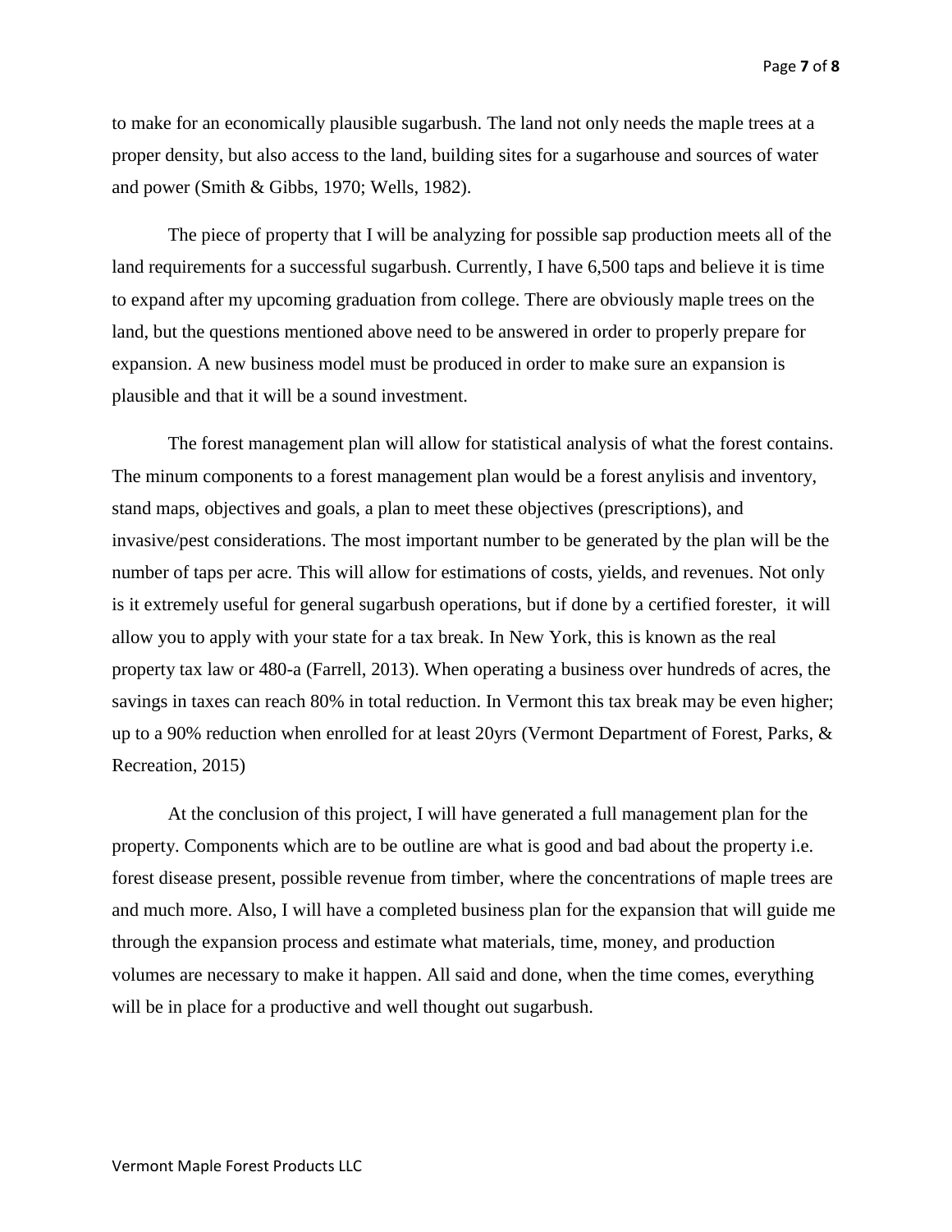to make for an economically plausible sugarbush. The land not only needs the maple trees at a proper density, but also access to the land, building sites for a sugarhouse and sources of water and power (Smith & Gibbs, 1970; Wells, 1982).

The piece of property that I will be analyzing for possible sap production meets all of the land requirements for a successful sugarbush. Currently, I have 6,500 taps and believe it is time to expand after my upcoming graduation from college. There are obviously maple trees on the land, but the questions mentioned above need to be answered in order to properly prepare for expansion. A new business model must be produced in order to make sure an expansion is plausible and that it will be a sound investment.

The forest management plan will allow for statistical analysis of what the forest contains. The minum components to a forest management plan would be a forest anylisis and inventory, stand maps, objectives and goals, a plan to meet these objectives (prescriptions), and invasive/pest considerations. The most important number to be generated by the plan will be the number of taps per acre. This will allow for estimations of costs, yields, and revenues. Not only is it extremely useful for general sugarbush operations, but if done by a certified forester, it will allow you to apply with your state for a tax break. In New York, this is known as the real property tax law or 480-a (Farrell, 2013). When operating a business over hundreds of acres, the savings in taxes can reach 80% in total reduction. In Vermont this tax break may be even higher; up to a 90% reduction when enrolled for at least 20yrs (Vermont Department of Forest, Parks, & Recreation, 2015)

At the conclusion of this project, I will have generated a full management plan for the property. Components which are to be outline are what is good and bad about the property i.e. forest disease present, possible revenue from timber, where the concentrations of maple trees are and much more. Also, I will have a completed business plan for the expansion that will guide me through the expansion process and estimate what materials, time, money, and production volumes are necessary to make it happen. All said and done, when the time comes, everything will be in place for a productive and well thought out sugarbush.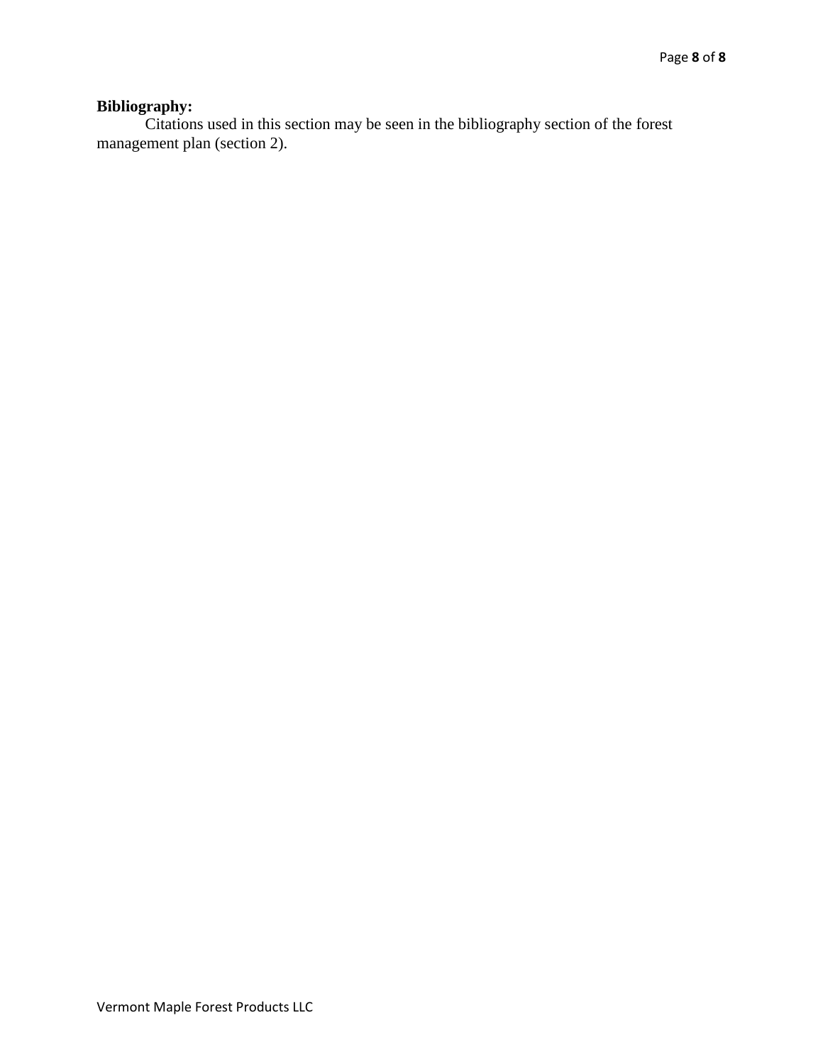**Bibliography:**

Citations used in this section may be seen in the bibliography section of the forest management plan (section 2).